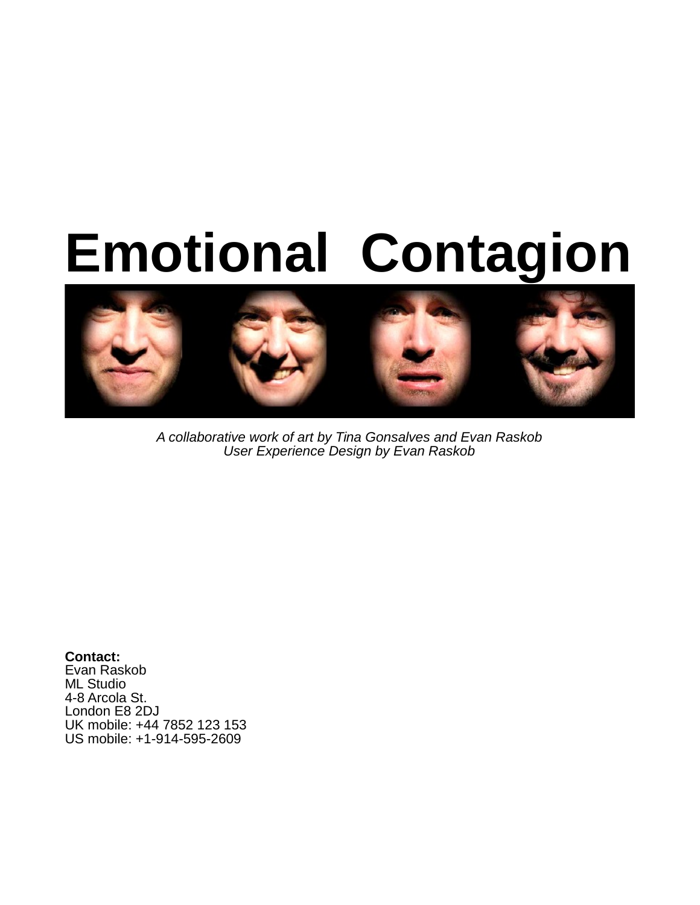# Emotional Contagion

*A collaborative work of art by Tina Gonsalves and Evan Raskob*
*User Experience Design by Evan Raskob*

**Contact:**
Evan Raskob
ML Studio
4-8 Arcola St.
London E8 2DJ
UK mobile: +44 7852 123 153
US mobile: +1-914-595-2609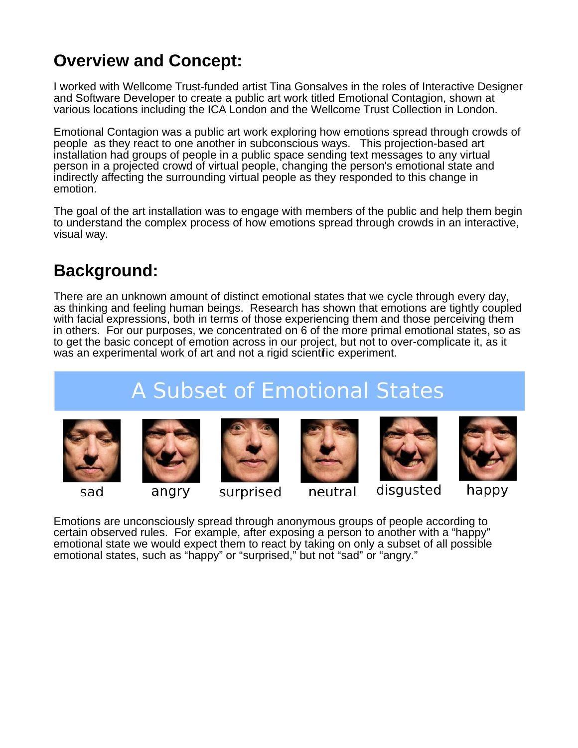## Overview and Concept:

I worked with Wellcome Trust-funded artist Tina Gonsalves in the roles of Interactive Designer and Software Developer to create a public art work titled Emotional Contagion, shown at various locations including the ICA London and the Wellcome Trust Collection in London.

Emotional Contagion was a public art work exploring how emotions spread through crowds of people as they react to one another in subconscious ways. This projection-based art installation had groups of people in a public space sending text messages to any virtual person in a projected crowd of virtual people, changing the person's emotional state and indirectly affecting the surrounding virtual people as they responded to this change in emotion.

The goal of the art installation was to engage with members of the public and help them begin to understand the complex process of how emotions spread through crowds in an interactive, visual way.

## Background:

There are an unknown amount of distinct emotional states that we cycle through every day, as thinking and feeling human beings. Research has shown that emotions are tightly coupled with facial expressions, both in terms of those experiencing them and those perceiving them in others. For our purposes, we concentrated on 6 of the more primal emotional states, so as to get the basic concept of emotion across in our project, but not to over-complicate it, as it was an experimental work of art and not a rigid scientific experiment.

A Subset of Emotional States

sad | angry | surprised | neutral | disgusted | happy

Emotions are unconsciously spread through anonymous groups of people according to certain observed rules. For example, after exposing a person to another with a "happy" emotional state we would expect them to react by taking on only a subset of all possible emotional states, such as "happy" or "surprised," but not "sad" or "angry."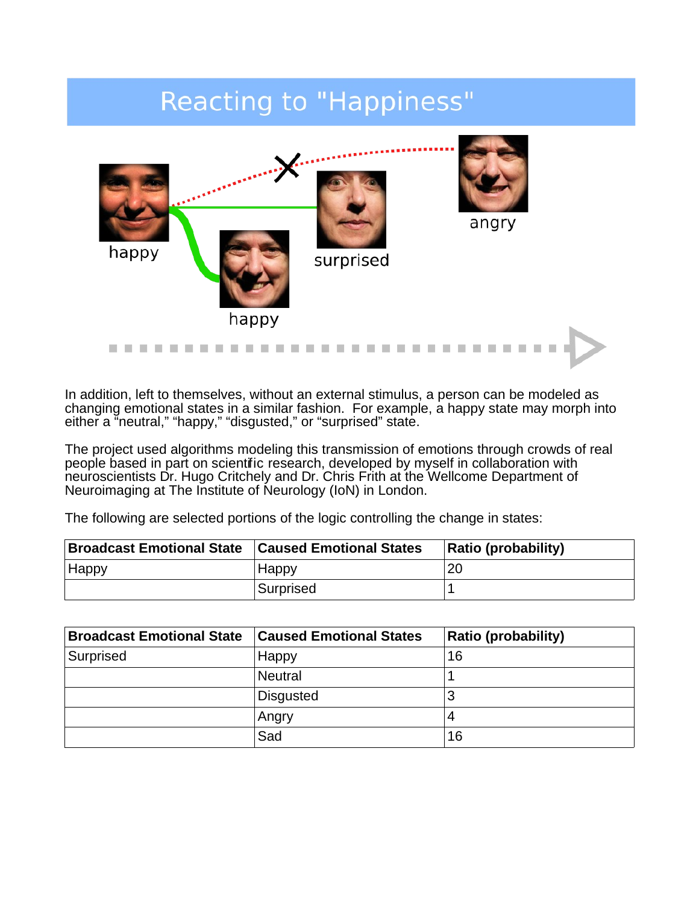# Reacting to "Happiness"

In addition, left to themselves, without an external stimulus, a person can be modeled as changing emotional states in a similar fashion. For example, a happy state may morph into either a "neutral," "happy," "disgusted," or "surprised" state.

The project used algorithms modeling this transmission of emotions through crowds of real people based in part on scientific research, developed by myself in collaboration with neuroscientists Dr. Hugo Critchely and Dr. Chris Frith at the Wellcome Department of Neuroimaging at The Institute of Neurology (IoN) in London.

The following are selected portions of the logic controlling the change in states:

| Broadcast Emotional State | Caused Emotional States | Ratio (probability) |
|---|---|---|
| Happy | Happy | 20 |
| | Surprised | 1 |

| Broadcast Emotional State | Caused Emotional States | Ratio (probability) |
|---|---|---|
| Surprised | Happy | 16 |
| | Neutral | 1 |
| | Disgusted | 3 |
| | Angry | 4 |
| | Sad | 16 |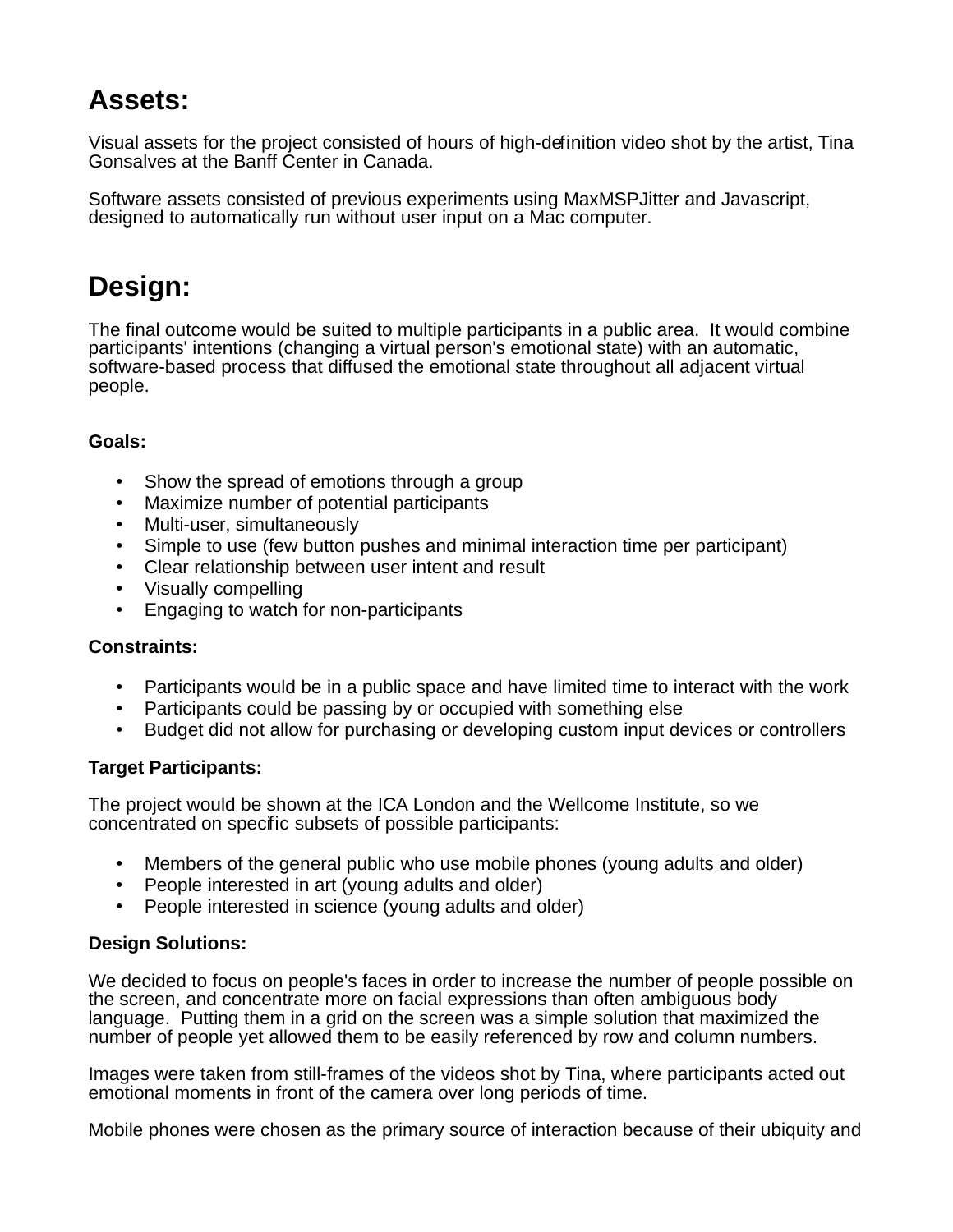## Assets:

Visual assets for the project consisted of hours of high-definition video shot by the artist, Tina Gonsalves at the Banff Center in Canada.

Software assets consisted of previous experiments using MaxMSPJitter and Javascript, designed to automatically run without user input on a Mac computer.

## Design:

The final outcome would be suited to multiple participants in a public area. It would combine participants' intentions (changing a virtual person's emotional state) with an automatic, software-based process that diffused the emotional state throughout all adjacent virtual people.

**Goals:**

- Show the spread of emotions through a group
- Maximize number of potential participants
- Multi-user, simultaneously
- Simple to use (few button pushes and minimal interaction time per participant)
- Clear relationship between user intent and result
- Visually compelling
- Engaging to watch for non-participants

**Constraints:**

- Participants would be in a public space and have limited time to interact with the work
- Participants could be passing by or occupied with something else
- Budget did not allow for purchasing or developing custom input devices or controllers

**Target Participants:**

The project would be shown at the ICA London and the Wellcome Institute, so we concentrated on specific subsets of possible participants:

- Members of the general public who use mobile phones (young adults and older)
- People interested in art (young adults and older)
- People interested in science (young adults and older)

**Design Solutions:**

We decided to focus on people's faces in order to increase the number of people possible on the screen, and concentrate more on facial expressions than often ambiguous body language. Putting them in a grid on the screen was a simple solution that maximized the number of people yet allowed them to be easily referenced by row and column numbers.

Images were taken from still-frames of the videos shot by Tina, where participants acted out emotional moments in front of the camera over long periods of time.

Mobile phones were chosen as the primary source of interaction because of their ubiquity and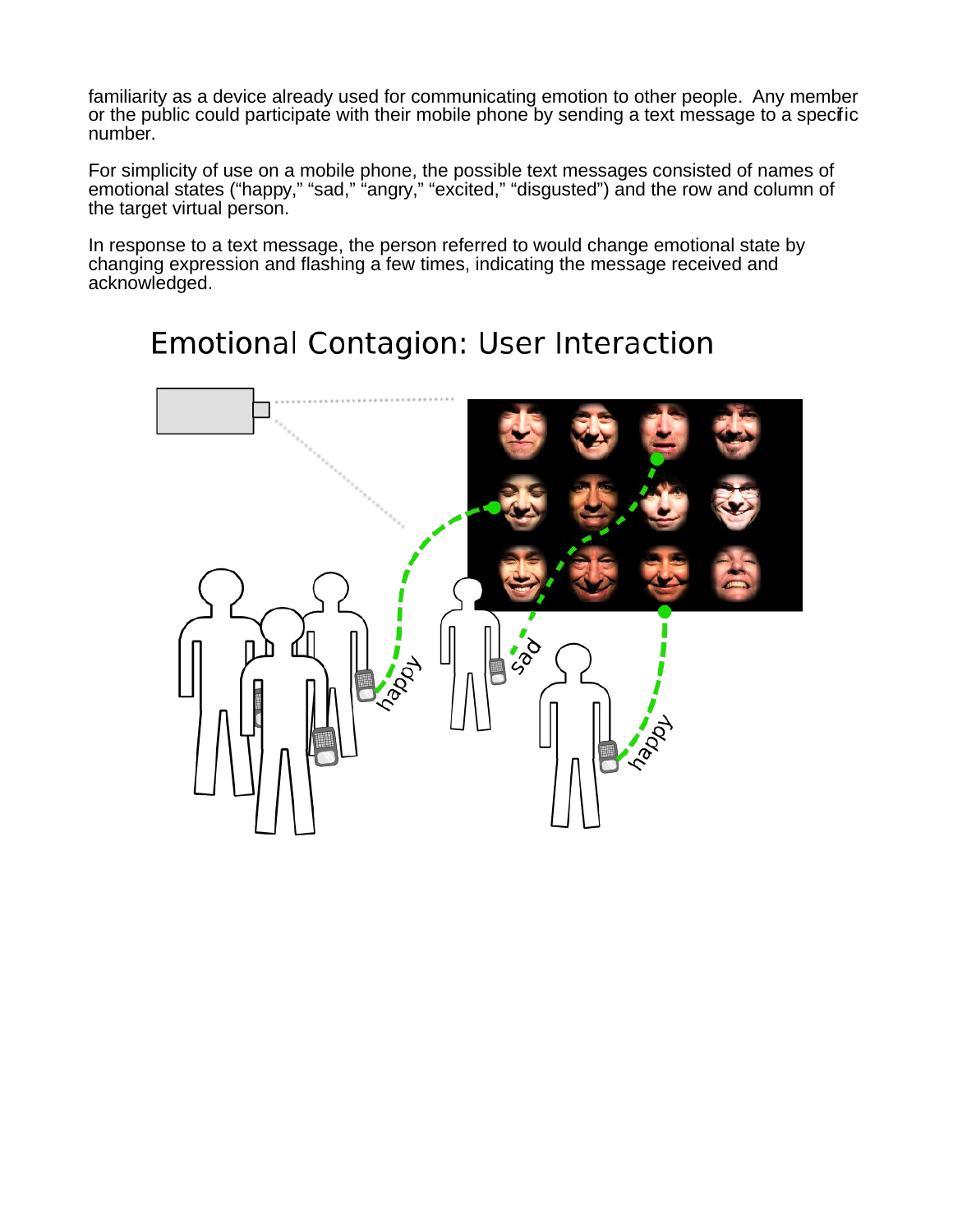familiarity as a device already used for communicating emotion to other people. Any member or the public could participate with their mobile phone by sending a text message to a specific number.

For simplicity of use on a mobile phone, the possible text messages consisted of names of emotional states ("happy," "sad," "angry," "excited," "disgusted") and the row and column of the target virtual person.

In response to a text message, the person referred to would change emotional state by changing expression and flashing a few times, indicating the message received and acknowledged.

## Emotional Contagion: User Interaction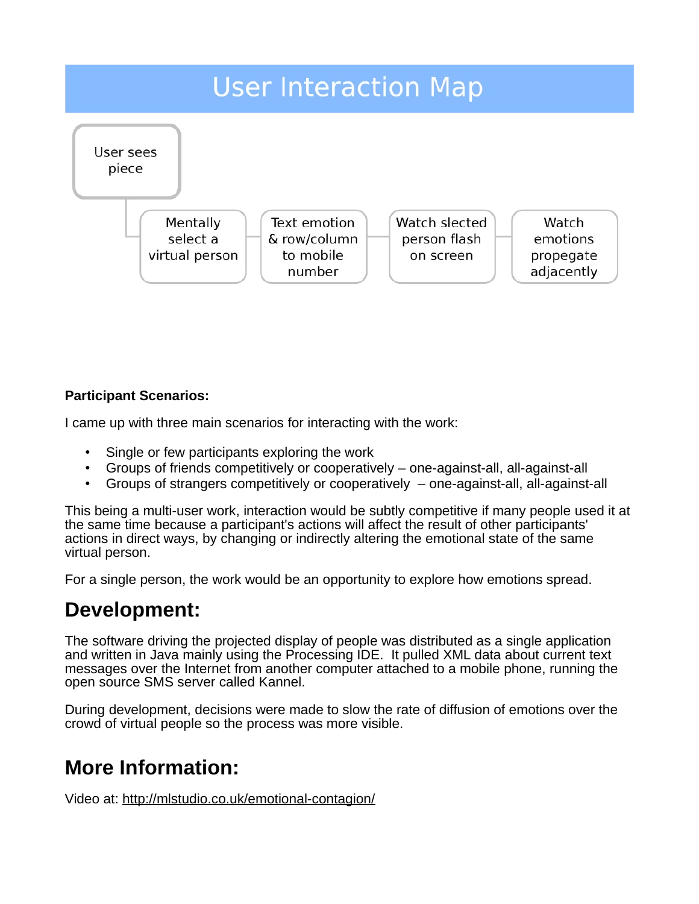# User Interaction Map

User sees piece

Mentally select a virtual person

Text emotion & row/column to mobile number

Watch slected person flash on screen

Watch emotions propegate adjacently

**Participant Scenarios:**

I came up with three main scenarios for interacting with the work:

- Single or few participants exploring the work
- Groups of friends competitively or cooperatively – one-against-all, all-against-all
- Groups of strangers competitively or cooperatively – one-against-all, all-against-all

This being a multi-user work, interaction would be subtly competitive if many people used it at the same time because a participant's actions will affect the result of other participants' actions in direct ways, by changing or indirectly altering the emotional state of the same virtual person.

For a single person, the work would be an opportunity to explore how emotions spread.

## Development:

The software driving the projected display of people was distributed as a single application and written in Java mainly using the Processing IDE. It pulled XML data about current text messages over the Internet from another computer attached to a mobile phone, running the open source SMS server called Kannel.

During development, decisions were made to slow the rate of diffusion of emotions over the crowd of virtual people so the process was more visible.

## More Information:

Video at: http://mlstudio.co.uk/emotional-contagion/